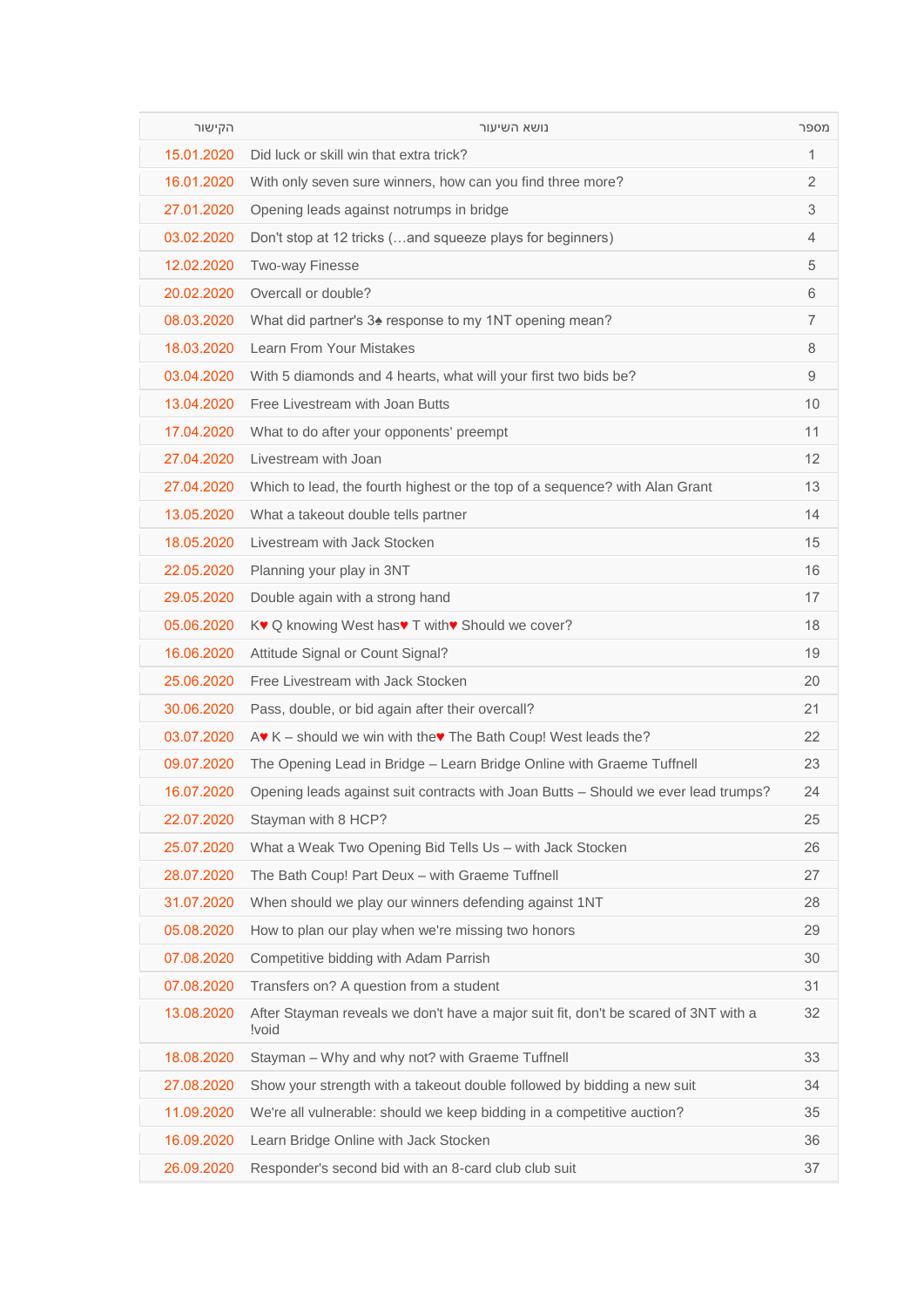| הקישור | נושא השיעור | מספר |
|---|---|---|
| 15.01.2020 | Did luck or skill win that extra trick? | 1 |
| 16.01.2020 | With only seven sure winners, how can you find three more? | 2 |
| 27.01.2020 | Opening leads against notrumps in bridge | 3 |
| 03.02.2020 | Don't stop at 12 tricks (…and squeeze plays for beginners) | 4 |
| 12.02.2020 | Two-way Finesse | 5 |
| 20.02.2020 | Overcall or double? | 6 |
| 08.03.2020 | What did partner's 3♠ response to my 1NT opening mean? | 7 |
| 18.03.2020 | Learn From Your Mistakes | 8 |
| 03.04.2020 | With 5 diamonds and 4 hearts, what will your first two bids be? | 9 |
| 13.04.2020 | Free Livestream with Joan Butts | 10 |
| 17.04.2020 | What to do after your opponents' preempt | 11 |
| 27.04.2020 | Livestream with Joan | 12 |
| 27.04.2020 | Which to lead, the fourth highest or the top of a sequence? with Alan Grant | 13 |
| 13.05.2020 | What a takeout double tells partner | 14 |
| 18.05.2020 | Livestream with Jack Stocken | 15 |
| 22.05.2020 | Planning your play in 3NT | 16 |
| 29.05.2020 | Double again with a strong hand | 17 |
| 05.06.2020 | K♥ Q knowing West has♥ T with♥ Should we cover? | 18 |
| 16.06.2020 | Attitude Signal or Count Signal? | 19 |
| 25.06.2020 | Free Livestream with Jack Stocken | 20 |
| 30.06.2020 | Pass, double, or bid again after their overcall? | 21 |
| 03.07.2020 | A♥ K – should we win with the♥ The Bath Coup! West leads the? | 22 |
| 09.07.2020 | The Opening Lead in Bridge – Learn Bridge Online with Graeme Tuffnell | 23 |
| 16.07.2020 | Opening leads against suit contracts with Joan Butts – Should we ever lead trumps? | 24 |
| 22.07.2020 | Stayman with 8 HCP? | 25 |
| 25.07.2020 | What a Weak Two Opening Bid Tells Us – with Jack Stocken | 26 |
| 28.07.2020 | The Bath Coup! Part Deux – with Graeme Tuffnell | 27 |
| 31.07.2020 | When should we play our winners defending against 1NT | 28 |
| 05.08.2020 | How to plan our play when we're missing two honors | 29 |
| 07.08.2020 | Competitive bidding with Adam Parrish | 30 |
| 07.08.2020 | Transfers on? A question from a student | 31 |
| 13.08.2020 | After Stayman reveals we don't have a major suit fit, don't be scared of 3NT with a !void | 32 |
| 18.08.2020 | Stayman – Why and why not? with Graeme Tuffnell | 33 |
| 27.08.2020 | Show your strength with a takeout double followed by bidding a new suit | 34 |
| 11.09.2020 | We're all vulnerable: should we keep bidding in a competitive auction? | 35 |
| 16.09.2020 | Learn Bridge Online with Jack Stocken | 36 |
| 26.09.2020 | Responder's second bid with an 8-card club club suit | 37 |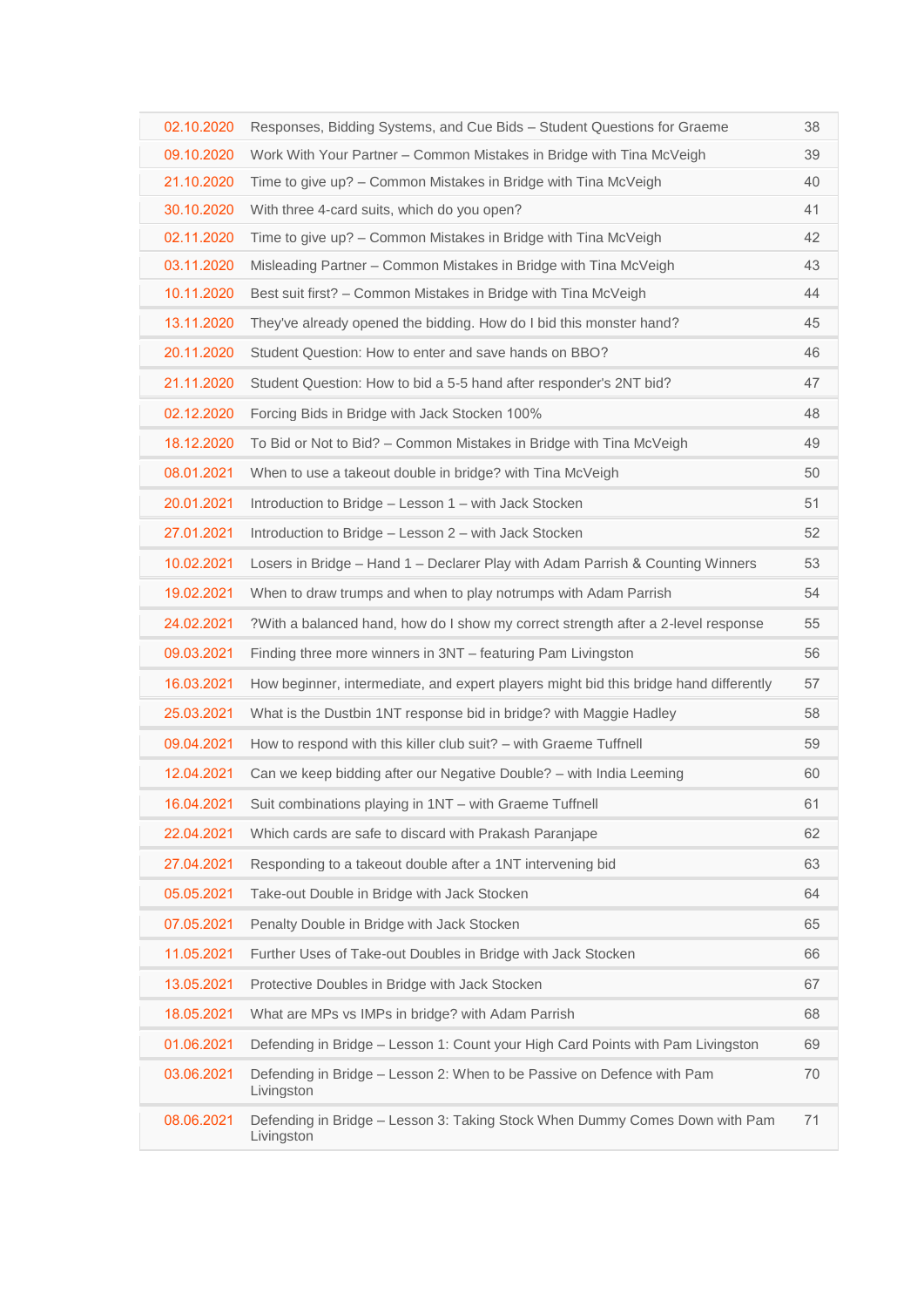| | | |
|---|---|---|
| 02.10.2020 | Responses, Bidding Systems, and Cue Bids – Student Questions for Graeme | 38 |
| 09.10.2020 | Work With Your Partner – Common Mistakes in Bridge with Tina McVeigh | 39 |
| 21.10.2020 | Time to give up? – Common Mistakes in Bridge with Tina McVeigh | 40 |
| 30.10.2020 | With three 4-card suits, which do you open? | 41 |
| 02.11.2020 | Time to give up? – Common Mistakes in Bridge with Tina McVeigh | 42 |
| 03.11.2020 | Misleading Partner – Common Mistakes in Bridge with Tina McVeigh | 43 |
| 10.11.2020 | Best suit first? – Common Mistakes in Bridge with Tina McVeigh | 44 |
| 13.11.2020 | They've already opened the bidding. How do I bid this monster hand? | 45 |
| 20.11.2020 | Student Question: How to enter and save hands on BBO? | 46 |
| 21.11.2020 | Student Question: How to bid a 5-5 hand after responder's 2NT bid? | 47 |
| 02.12.2020 | Forcing Bids in Bridge with Jack Stocken 100% | 48 |
| 18.12.2020 | To Bid or Not to Bid? – Common Mistakes in Bridge with Tina McVeigh | 49 |
| 08.01.2021 | When to use a takeout double in bridge? with Tina McVeigh | 50 |
| 20.01.2021 | Introduction to Bridge – Lesson 1 – with Jack Stocken | 51 |
| 27.01.2021 | Introduction to Bridge – Lesson 2 – with Jack Stocken | 52 |
| 10.02.2021 | Losers in Bridge – Hand 1 – Declarer Play with Adam Parrish & Counting Winners | 53 |
| 19.02.2021 | When to draw trumps and when to play notrumps with Adam Parrish | 54 |
| 24.02.2021 | ?With a balanced hand, how do I show my correct strength after a 2-level response | 55 |
| 09.03.2021 | Finding three more winners in 3NT – featuring Pam Livingston | 56 |
| 16.03.2021 | How beginner, intermediate, and expert players might bid this bridge hand differently | 57 |
| 25.03.2021 | What is the Dustbin 1NT response bid in bridge? with Maggie Hadley | 58 |
| 09.04.2021 | How to respond with this killer club suit? – with Graeme Tuffnell | 59 |
| 12.04.2021 | Can we keep bidding after our Negative Double? – with India Leeming | 60 |
| 16.04.2021 | Suit combinations playing in 1NT – with Graeme Tuffnell | 61 |
| 22.04.2021 | Which cards are safe to discard with Prakash Paranjape | 62 |
| 27.04.2021 | Responding to a takeout double after a 1NT intervening bid | 63 |
| 05.05.2021 | Take-out Double in Bridge with Jack Stocken | 64 |
| 07.05.2021 | Penalty Double in Bridge with Jack Stocken | 65 |
| 11.05.2021 | Further Uses of Take-out Doubles in Bridge with Jack Stocken | 66 |
| 13.05.2021 | Protective Doubles in Bridge with Jack Stocken | 67 |
| 18.05.2021 | What are MPs vs IMPs in bridge? with Adam Parrish | 68 |
| 01.06.2021 | Defending in Bridge – Lesson 1: Count your High Card Points with Pam Livingston | 69 |
| 03.06.2021 | Defending in Bridge – Lesson 2: When to be Passive on Defence with Pam Livingston | 70 |
| 08.06.2021 | Defending in Bridge – Lesson 3: Taking Stock When Dummy Comes Down with Pam Livingston | 71 |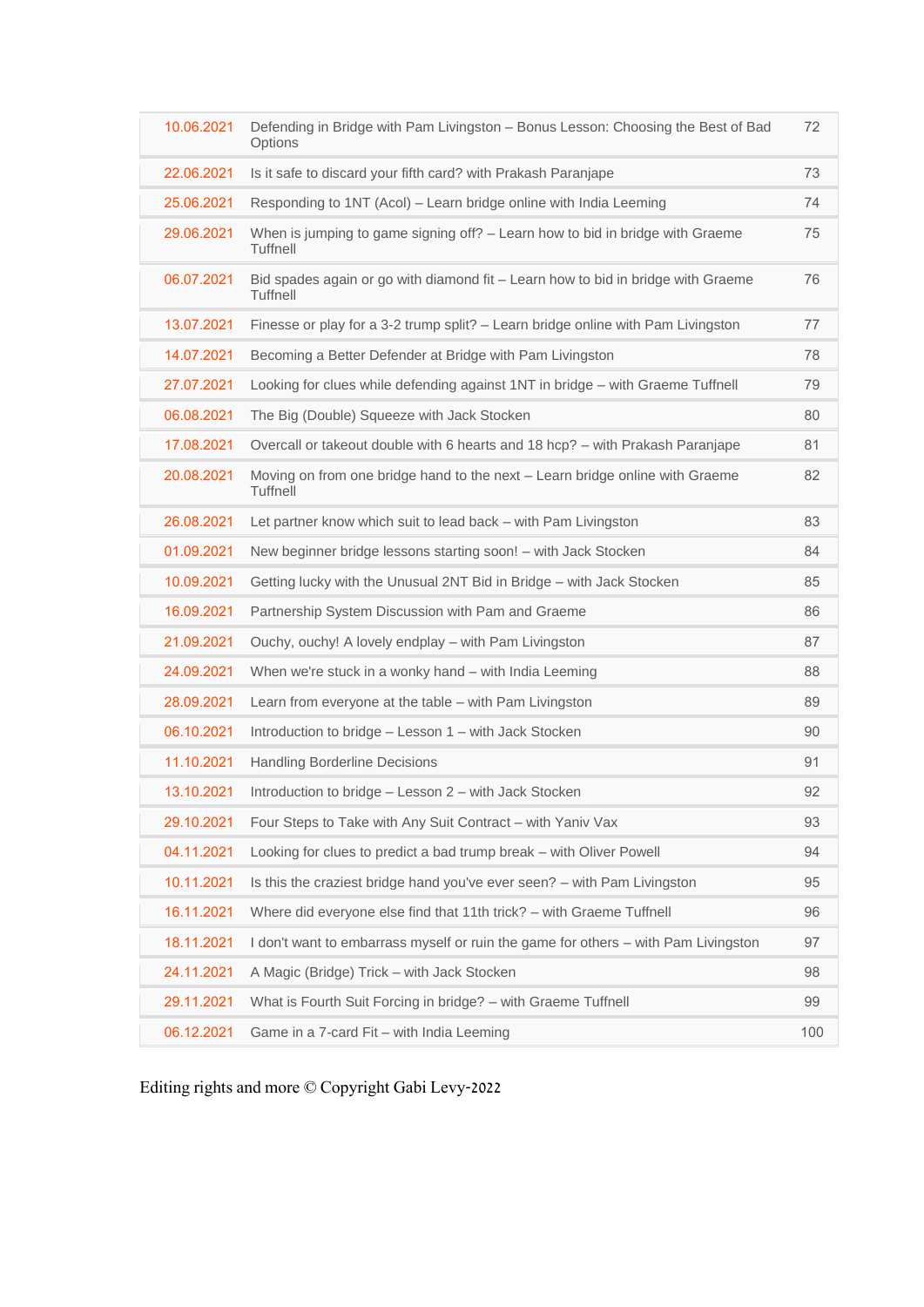| | | |
|---|---|---|
| 10.06.2021 | Defending in Bridge with Pam Livingston – Bonus Lesson: Choosing the Best of Bad Options | 72 |
| 22.06.2021 | Is it safe to discard your fifth card? with Prakash Paranjape | 73 |
| 25.06.2021 | Responding to 1NT (Acol) – Learn bridge online with India Leeming | 74 |
| 29.06.2021 | When is jumping to game signing off? – Learn how to bid in bridge with Graeme Tuffnell | 75 |
| 06.07.2021 | Bid spades again or go with diamond fit – Learn how to bid in bridge with Graeme Tuffnell | 76 |
| 13.07.2021 | Finesse or play for a 3-2 trump split? – Learn bridge online with Pam Livingston | 77 |
| 14.07.2021 | Becoming a Better Defender at Bridge with Pam Livingston | 78 |
| 27.07.2021 | Looking for clues while defending against 1NT in bridge – with Graeme Tuffnell | 79 |
| 06.08.2021 | The Big (Double) Squeeze with Jack Stocken | 80 |
| 17.08.2021 | Overcall or takeout double with 6 hearts and 18 hcp? – with Prakash Paranjape | 81 |
| 20.08.2021 | Moving on from one bridge hand to the next – Learn bridge online with Graeme Tuffnell | 82 |
| 26.08.2021 | Let partner know which suit to lead back – with Pam Livingston | 83 |
| 01.09.2021 | New beginner bridge lessons starting soon! – with Jack Stocken | 84 |
| 10.09.2021 | Getting lucky with the Unusual 2NT Bid in Bridge – with Jack Stocken | 85 |
| 16.09.2021 | Partnership System Discussion with Pam and Graeme | 86 |
| 21.09.2021 | Ouchy, ouchy! A lovely endplay – with Pam Livingston | 87 |
| 24.09.2021 | When we're stuck in a wonky hand – with India Leeming | 88 |
| 28.09.2021 | Learn from everyone at the table – with Pam Livingston | 89 |
| 06.10.2021 | Introduction to bridge – Lesson 1 – with Jack Stocken | 90 |
| 11.10.2021 | Handling Borderline Decisions | 91 |
| 13.10.2021 | Introduction to bridge – Lesson 2 – with Jack Stocken | 92 |
| 29.10.2021 | Four Steps to Take with Any Suit Contract – with Yaniv Vax | 93 |
| 04.11.2021 | Looking for clues to predict a bad trump break – with Oliver Powell | 94 |
| 10.11.2021 | Is this the craziest bridge hand you've ever seen? – with Pam Livingston | 95 |
| 16.11.2021 | Where did everyone else find that 11th trick? – with Graeme Tuffnell | 96 |
| 18.11.2021 | I don't want to embarrass myself or ruin the game for others – with Pam Livingston | 97 |
| 24.11.2021 | A Magic (Bridge) Trick – with Jack Stocken | 98 |
| 29.11.2021 | What is Fourth Suit Forcing in bridge? – with Graeme Tuffnell | 99 |
| 06.12.2021 | Game in a 7-card Fit – with India Leeming | 100 |

Editing rights and more © Copyright Gabi Levy-2022